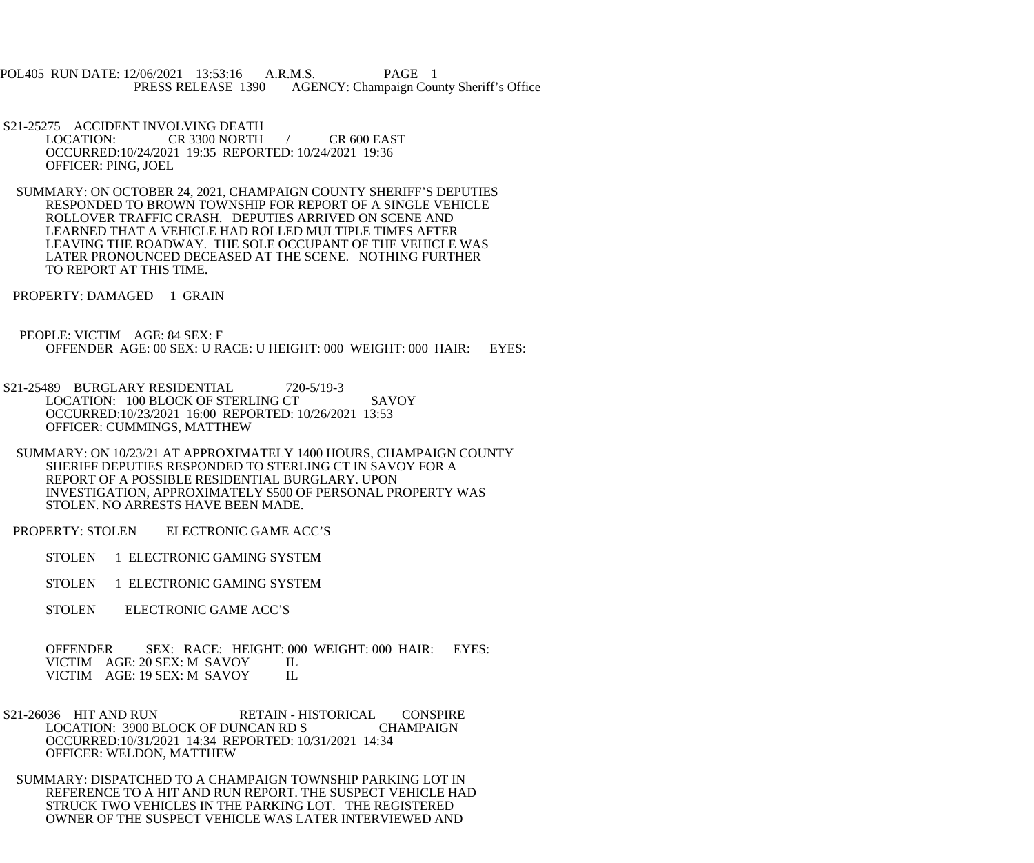POL405 RUN DATE: 12/06/2021 13:53:16 A.R.M.S. PAGE 1
PRESS RELEASE 1390 AGENCY: Champaign County Sheriff's Office

S21-25275 ACCIDENT INVOLVING DEATH
LOCATION: CR 3300 NORTH / CR 600 EAST
OCCURRED:10/24/2021 19:35 REPORTED: 10/24/2021 19:36
OFFICER: PING, JOEL

SUMMARY: ON OCTOBER 24, 2021, CHAMPAIGN COUNTY SHERIFF'S DEPUTIES RESPONDED TO BROWN TOWNSHIP FOR REPORT OF A SINGLE VEHICLE ROLLOVER TRAFFIC CRASH. DEPUTIES ARRIVED ON SCENE AND LEARNED THAT A VEHICLE HAD ROLLED MULTIPLE TIMES AFTER LEAVING THE ROADWAY. THE SOLE OCCUPANT OF THE VEHICLE WAS LATER PRONOUNCED DECEASED AT THE SCENE. NOTHING FURTHER TO REPORT AT THIS TIME.

PROPERTY: DAMAGED 1 GRAIN

PEOPLE: VICTIM AGE: 84 SEX: F
OFFENDER AGE: 00 SEX: U RACE: U HEIGHT: 000 WEIGHT: 000 HAIR: EYES:

S21-25489 BURGLARY RESIDENTIAL 720-5/19-3
LOCATION: 100 BLOCK OF STERLING CT SAVOY
OCCURRED:10/23/2021 16:00 REPORTED: 10/26/2021 13:53
OFFICER: CUMMINGS, MATTHEW

SUMMARY: ON 10/23/21 AT APPROXIMATELY 1400 HOURS, CHAMPAIGN COUNTY SHERIFF DEPUTIES RESPONDED TO STERLING CT IN SAVOY FOR A REPORT OF A POSSIBLE RESIDENTIAL BURGLARY. UPON INVESTIGATION, APPROXIMATELY $500 OF PERSONAL PROPERTY WAS STOLEN. NO ARRESTS HAVE BEEN MADE.

PROPERTY: STOLEN ELECTRONIC GAME ACC'S

STOLEN 1 ELECTRONIC GAMING SYSTEM

STOLEN 1 ELECTRONIC GAMING SYSTEM

STOLEN ELECTRONIC GAME ACC'S

OFFENDER SEX: RACE: HEIGHT: 000 WEIGHT: 000 HAIR: EYES:
VICTIM AGE: 20 SEX: M SAVOY IL
VICTIM AGE: 19 SEX: M SAVOY IL

S21-26036 HIT AND RUN RETAIN - HISTORICAL CONSPIRE
LOCATION: 3900 BLOCK OF DUNCAN RD S CHAMPAIGN
OCCURRED:10/31/2021 14:34 REPORTED: 10/31/2021 14:34
OFFICER: WELDON, MATTHEW

SUMMARY: DISPATCHED TO A CHAMPAIGN TOWNSHIP PARKING LOT IN REFERENCE TO A HIT AND RUN REPORT. THE SUSPECT VEHICLE HAD STRUCK TWO VEHICLES IN THE PARKING LOT. THE REGISTERED OWNER OF THE SUSPECT VEHICLE WAS LATER INTERVIEWED AND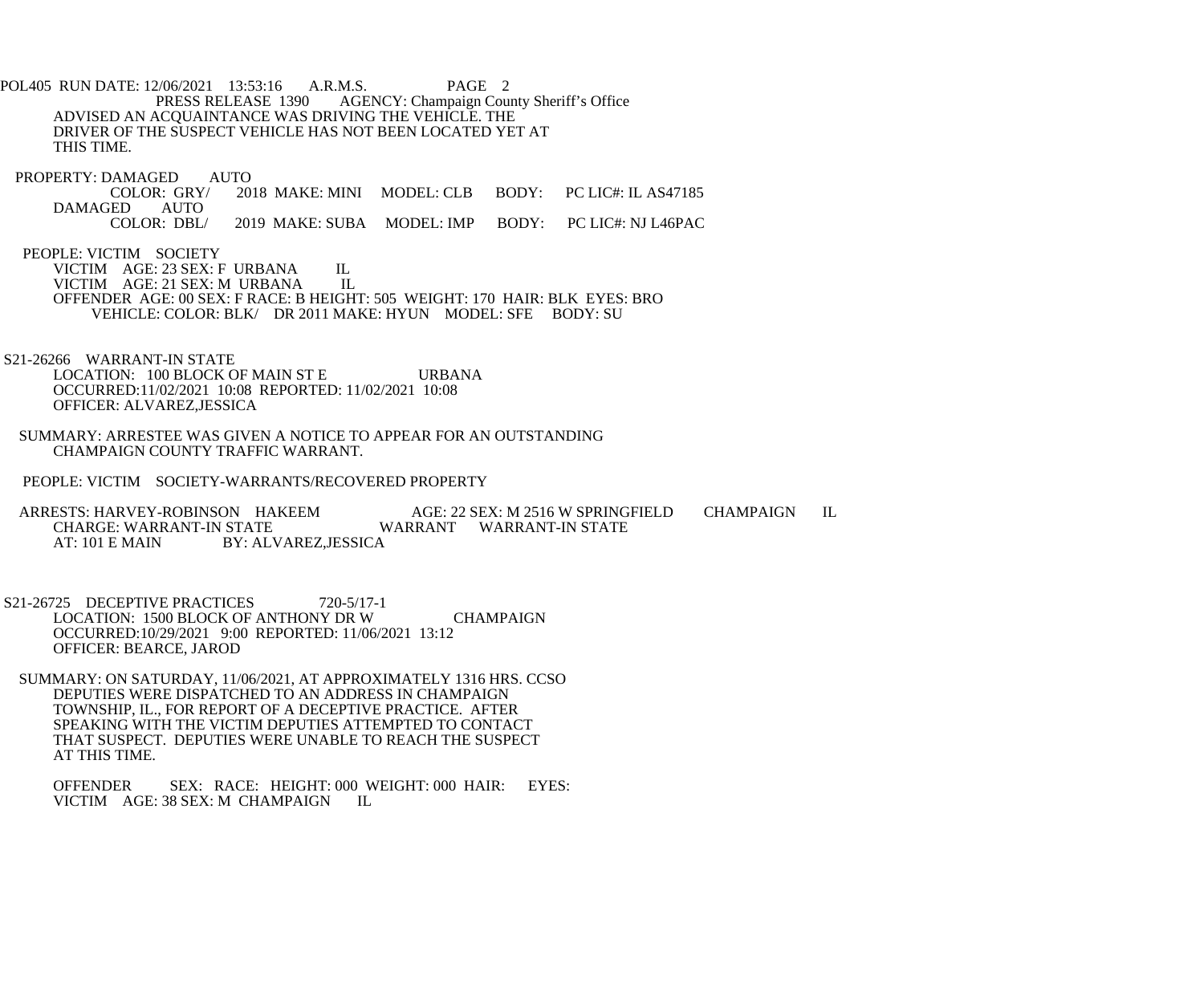ADVISED AN ACQUAINTANCE WAS DRIVING THE VEHICLE. THE DRIVER OF THE SUSPECT VEHICLE HAS NOT BEEN LOCATED YET AT THIS TIME.

PROPERTY: DAMAGED AUTO
COLOR: GRY/ 2018 MAKE: MINI MODEL: CLB BODY: PC LIC#: IL AS47185
DAMAGED AUTO
COLOR: DBL/ 2019 MAKE: SUBA MODEL: IMP BODY: PC LIC#: NJ L46PAC

PEOPLE: VICTIM SOCIETY
VICTIM AGE: 23 SEX: F URBANA IL
VICTIM AGE: 21 SEX: M URBANA IL
OFFENDER AGE: 00 SEX: F RACE: B HEIGHT: 505 WEIGHT: 170 HAIR: BLK EYES: BRO
VEHICLE: COLOR: BLK/ DR 2011 MAKE: HYUN MODEL: SFE BODY: SU

S21-26266 WARRANT-IN STATE
LOCATION: 100 BLOCK OF MAIN ST E URBANA
OCCURRED:11/02/2021 10:08 REPORTED: 11/02/2021 10:08
OFFICER: ALVAREZ,JESSICA

SUMMARY: ARRESTEE WAS GIVEN A NOTICE TO APPEAR FOR AN OUTSTANDING CHAMPAIGN COUNTY TRAFFIC WARRANT.

PEOPLE: VICTIM SOCIETY-WARRANTS/RECOVERED PROPERTY

ARRESTS: HARVEY-ROBINSON HAKEEM AGE: 22 SEX: M 2516 W SPRINGFIELD CHAMPAIGN IL
CHARGE: WARRANT-IN STATE WARRANT WARRANT-IN STATE
AT: 101 E MAIN BY: ALVAREZ,JESSICA

S21-26725 DECEPTIVE PRACTICES 720-5/17-1
LOCATION: 1500 BLOCK OF ANTHONY DR W CHAMPAIGN
OCCURRED:10/29/2021 9:00 REPORTED: 11/06/2021 13:12
OFFICER: BEARCE, JAROD

SUMMARY: ON SATURDAY, 11/06/2021, AT APPROXIMATELY 1316 HRS. CCSO DEPUTIES WERE DISPATCHED TO AN ADDRESS IN CHAMPAIGN TOWNSHIP, IL., FOR REPORT OF A DECEPTIVE PRACTICE. AFTER SPEAKING WITH THE VICTIM DEPUTIES ATTEMPTED TO CONTACT THAT SUSPECT. DEPUTIES WERE UNABLE TO REACH THE SUSPECT AT THIS TIME.

OFFENDER SEX: RACE: HEIGHT: 000 WEIGHT: 000 HAIR: EYES:
VICTIM AGE: 38 SEX: M CHAMPAIGN IL